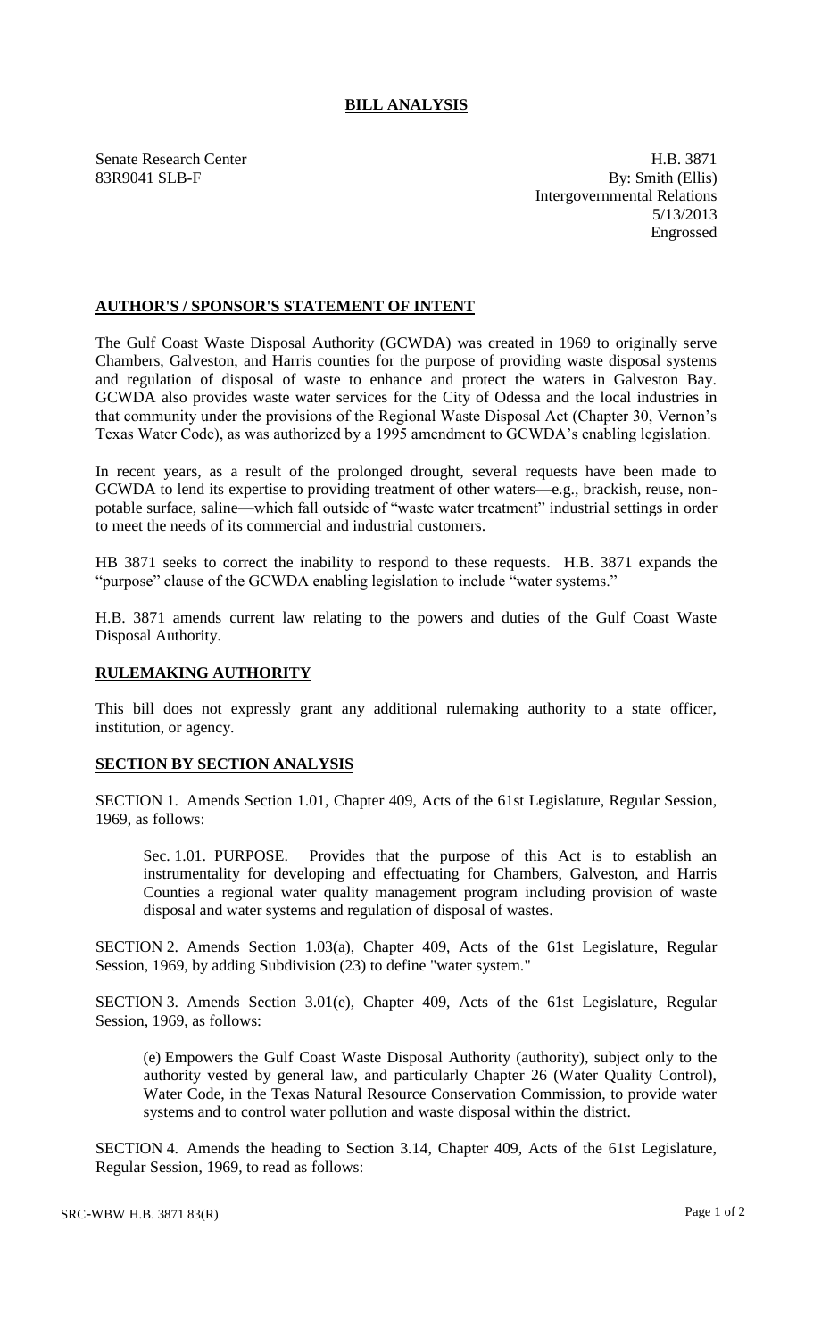# BILL ANALYSIS

Senate Research Center
83R9041 SLB-F

H.B. 3871
By: Smith (Ellis)
Intergovernmental Relations
5/13/2013
Engrossed

## AUTHOR'S / SPONSOR'S STATEMENT OF INTENT

The Gulf Coast Waste Disposal Authority (GCWDA) was created in 1969 to originally serve Chambers, Galveston, and Harris counties for the purpose of providing waste disposal systems and regulation of disposal of waste to enhance and protect the waters in Galveston Bay. GCWDA also provides waste water services for the City of Odessa and the local industries in that community under the provisions of the Regional Waste Disposal Act (Chapter 30, Vernon's Texas Water Code), as was authorized by a 1995 amendment to GCWDA's enabling legislation.

In recent years, as a result of the prolonged drought, several requests have been made to GCWDA to lend its expertise to providing treatment of other waters—e.g., brackish, reuse, non-potable surface, saline—which fall outside of "waste water treatment" industrial settings in order to meet the needs of its commercial and industrial customers.

HB 3871 seeks to correct the inability to respond to these requests. H.B. 3871 expands the "purpose" clause of the GCWDA enabling legislation to include "water systems."

H.B. 3871 amends current law relating to the powers and duties of the Gulf Coast Waste Disposal Authority.

## RULEMAKING AUTHORITY

This bill does not expressly grant any additional rulemaking authority to a state officer, institution, or agency.

## SECTION BY SECTION ANALYSIS

SECTION 1. Amends Section 1.01, Chapter 409, Acts of the 61st Legislature, Regular Session, 1969, as follows:

> Sec. 1.01. PURPOSE. Provides that the purpose of this Act is to establish an instrumentality for developing and effectuating for Chambers, Galveston, and Harris Counties a regional water quality management program including provision of waste disposal and water systems and regulation of disposal of wastes.

SECTION 2. Amends Section 1.03(a), Chapter 409, Acts of the 61st Legislature, Regular Session, 1969, by adding Subdivision (23) to define "water system."

SECTION 3. Amends Section 3.01(e), Chapter 409, Acts of the 61st Legislature, Regular Session, 1969, as follows:

> (e) Empowers the Gulf Coast Waste Disposal Authority (authority), subject only to the authority vested by general law, and particularly Chapter 26 (Water Quality Control), Water Code, in the Texas Natural Resource Conservation Commission, to provide water systems and to control water pollution and waste disposal within the district.

SECTION 4. Amends the heading to Section 3.14, Chapter 409, Acts of the 61st Legislature, Regular Session, 1969, to read as follows: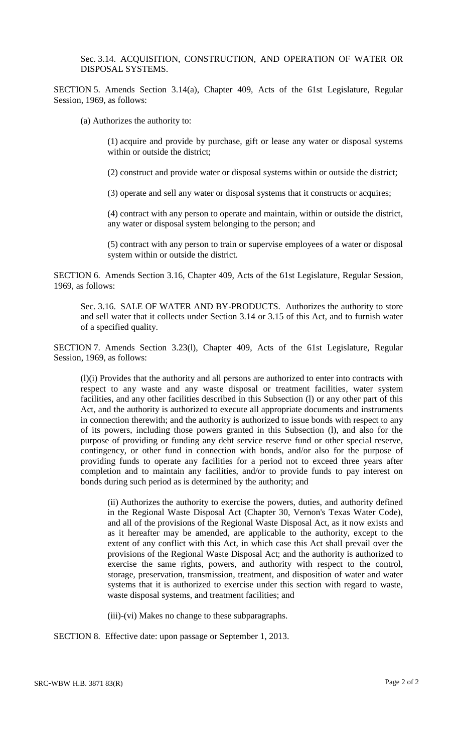Sec. 3.14. ACQUISITION, CONSTRUCTION, AND OPERATION OF WATER OR DISPOSAL SYSTEMS.

SECTION 5. Amends Section 3.14(a), Chapter 409, Acts of the 61st Legislature, Regular Session, 1969, as follows:

(a) Authorizes the authority to:

(1) acquire and provide by purchase, gift or lease any water or disposal systems within or outside the district;

(2) construct and provide water or disposal systems within or outside the district;

(3) operate and sell any water or disposal systems that it constructs or acquires;

(4) contract with any person to operate and maintain, within or outside the district, any water or disposal system belonging to the person; and

(5) contract with any person to train or supervise employees of a water or disposal system within or outside the district.

SECTION 6. Amends Section 3.16, Chapter 409, Acts of the 61st Legislature, Regular Session, 1969, as follows:

Sec. 3.16. SALE OF WATER AND BY-PRODUCTS. Authorizes the authority to store and sell water that it collects under Section 3.14 or 3.15 of this Act, and to furnish water of a specified quality.

SECTION 7. Amends Section 3.23(l), Chapter 409, Acts of the 61st Legislature, Regular Session, 1969, as follows:

(l)(i) Provides that the authority and all persons are authorized to enter into contracts with respect to any waste and any waste disposal or treatment facilities, water system facilities, and any other facilities described in this Subsection (l) or any other part of this Act, and the authority is authorized to execute all appropriate documents and instruments in connection therewith; and the authority is authorized to issue bonds with respect to any of its powers, including those powers granted in this Subsection (l), and also for the purpose of providing or funding any debt service reserve fund or other special reserve, contingency, or other fund in connection with bonds, and/or also for the purpose of providing funds to operate any facilities for a period not to exceed three years after completion and to maintain any facilities, and/or to provide funds to pay interest on bonds during such period as is determined by the authority; and

(ii) Authorizes the authority to exercise the powers, duties, and authority defined in the Regional Waste Disposal Act (Chapter 30, Vernon's Texas Water Code), and all of the provisions of the Regional Waste Disposal Act, as it now exists and as it hereafter may be amended, are applicable to the authority, except to the extent of any conflict with this Act, in which case this Act shall prevail over the provisions of the Regional Waste Disposal Act; and the authority is authorized to exercise the same rights, powers, and authority with respect to the control, storage, preservation, transmission, treatment, and disposition of water and water systems that it is authorized to exercise under this section with regard to waste, waste disposal systems, and treatment facilities; and

(iii)-(vi) Makes no change to these subparagraphs.

SECTION 8. Effective date: upon passage or September 1, 2013.